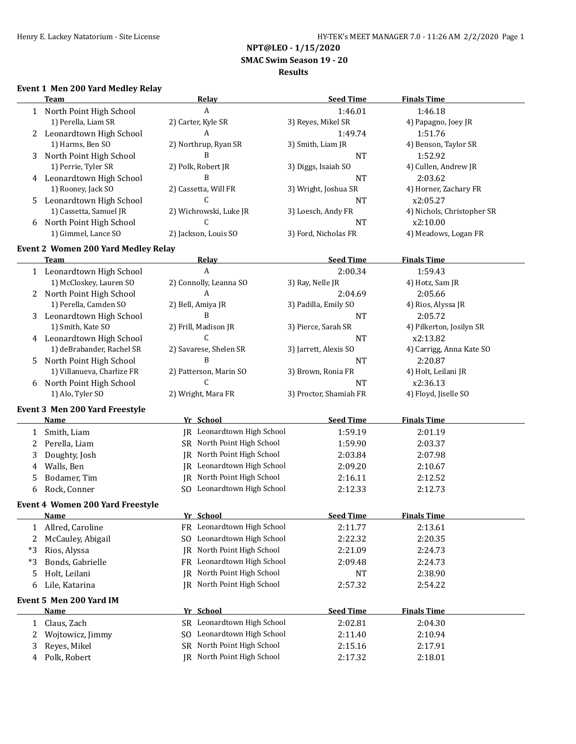**NPT@LEO - 1/15/2020**

**SMAC Swim Season 19 - 20**

**Results**

### Event 1 Men 200 Yard Medley Relay

| | Team | Relay | Seed Time | Finals Time |
|---|---|---|---|---|
| 1 | North Point High School | A | 1:46.01 | 1:46.18 |
| | 1) Perella, Liam SR | 2) Carter, Kyle SR | 3) Reyes, Mikel SR | 4) Papagno, Joey JR |
| 2 | Leonardtown High School | A | 1:49.74 | 1:51.76 |
| | 1) Harms, Ben SO | 2) Northrup, Ryan SR | 3) Smith, Liam JR | 4) Benson, Taylor SR |
| 3 | North Point High School | B | NT | 1:52.92 |
| | 1) Perrie, Tyler SR | 2) Polk, Robert JR | 3) Diggs, Isaiah SO | 4) Cullen, Andrew JR |
| 4 | Leonardtown High School | B | NT | 2:03.62 |
| | 1) Rooney, Jack SO | 2) Cassetta, Will FR | 3) Wright, Joshua SR | 4) Horner, Zachary FR |
| 5 | Leonardtown High School | C | NT | x2:05.27 |
| | 1) Cassetta, Samuel JR | 2) Wichrowski, Luke JR | 3) Loesch, Andy FR | 4) Nichols, Christopher SR |
| 6 | North Point High School | C | NT | x2:10.00 |
| | 1) Gimmel, Lance SO | 2) Jackson, Louis SO | 3) Ford, Nicholas FR | 4) Meadows, Logan FR |

### Event 2 Women 200 Yard Medley Relay

| | Team | Relay | Seed Time | Finals Time |
|---|---|---|---|---|
| 1 | Leonardtown High School | A | 2:00.34 | 1:59.43 |
| | 1) McCloskey, Lauren SO | 2) Connolly, Leanna SO | 3) Ray, Nelle JR | 4) Hotz, Sam JR |
| 2 | North Point High School | A | 2:04.69 | 2:05.66 |
| | 1) Perella, Camden SO | 2) Bell, Amiya JR | 3) Padilla, Emily SO | 4) Rios, Alyssa JR |
| 3 | Leonardtown High School | B | NT | 2:05.72 |
| | 1) Smith, Kate SO | 2) Frill, Madison JR | 3) Pierce, Sarah SR | 4) Pilkerton, Josilyn SR |
| 4 | Leonardtown High School | C | NT | x2:13.82 |
| | 1) deBrabander, Rachel SR | 2) Savarese, Shelen SR | 3) Jarrett, Alexis SO | 4) Carrigg, Anna Kate SO |
| 5 | North Point High School | B | NT | 2:20.87 |
| | 1) Villanueva, Charlize FR | 2) Patterson, Marin SO | 3) Brown, Ronia FR | 4) Holt, Leilani JR |
| 6 | North Point High School | C | NT | x2:36.13 |
| | 1) Alo, Tyler SO | 2) Wright, Mara FR | 3) Proctor, Shamiah FR | 4) Floyd, Jiselle SO |

### Event 3 Men 200 Yard Freestyle

| | Name | Yr | School | Seed Time | Finals Time |
|---|---|---|---|---|---|
| 1 | Smith, Liam | JR | Leonardtown High School | 1:59.19 | 2:01.19 |
| 2 | Perella, Liam | SR | North Point High School | 1:59.90 | 2:03.37 |
| 3 | Doughty, Josh | JR | North Point High School | 2:03.84 | 2:07.98 |
| 4 | Walls, Ben | JR | Leonardtown High School | 2:09.20 | 2:10.67 |
| 5 | Bodamer, Tim | JR | North Point High School | 2:16.11 | 2:12.52 |
| 6 | Rock, Conner | SO | Leonardtown High School | 2:12.33 | 2:12.73 |

### Event 4 Women 200 Yard Freestyle

| | Name | Yr | School | Seed Time | Finals Time |
|---|---|---|---|---|---|
| 1 | Allred, Caroline | FR | Leonardtown High School | 2:11.77 | 2:13.61 |
| 2 | McCauley, Abigail | SO | Leonardtown High School | 2:22.32 | 2:20.35 |
| *3 | Rios, Alyssa | JR | North Point High School | 2:21.09 | 2:24.73 |
| *3 | Bonds, Gabrielle | FR | Leonardtown High School | 2:09.48 | 2:24.73 |
| 5 | Holt, Leilani | JR | North Point High School | NT | 2:38.90 |
| 6 | Lile, Katarina | JR | North Point High School | 2:57.32 | 2:54.22 |

### Event 5 Men 200 Yard IM

| | Name | Yr | School | Seed Time | Finals Time |
|---|---|---|---|---|---|
| 1 | Claus, Zach | SR | Leonardtown High School | 2:02.81 | 2:04.30 |
| 2 | Wojtowicz, Jimmy | SO | Leonardtown High School | 2:11.40 | 2:10.94 |
| 3 | Reyes, Mikel | SR | North Point High School | 2:15.16 | 2:17.91 |
| 4 | Polk, Robert | JR | North Point High School | 2:17.32 | 2:18.01 |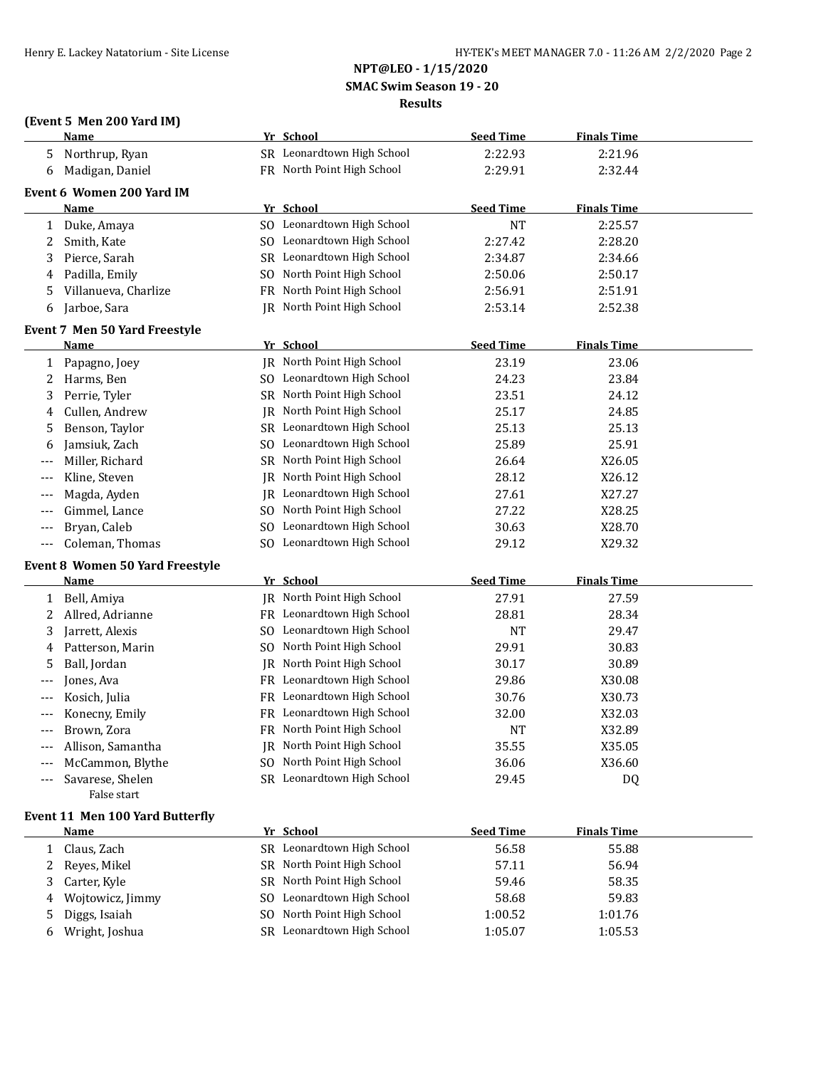**NPT@LEO - 1/15/2020**

**SMAC Swim Season 19 - 20**

**Results**

### (Event 5 Men 200 Yard IM)

| | Name | Yr | School | Seed Time | Finals Time |
|---|---|---|---|---|---|
| 5 | Northrup, Ryan | SR | Leonardtown High School | 2:22.93 | 2:21.96 |
| 6 | Madigan, Daniel | FR | North Point High School | 2:29.91 | 2:32.44 |

### Event 6 Women 200 Yard IM

| | Name | Yr | School | Seed Time | Finals Time |
|---|---|---|---|---|---|
| 1 | Duke, Amaya | SO | Leonardtown High School | NT | 2:25.57 |
| 2 | Smith, Kate | SO | Leonardtown High School | 2:27.42 | 2:28.20 |
| 3 | Pierce, Sarah | SR | Leonardtown High School | 2:34.87 | 2:34.66 |
| 4 | Padilla, Emily | SO | North Point High School | 2:50.06 | 2:50.17 |
| 5 | Villanueva, Charlize | FR | North Point High School | 2:56.91 | 2:51.91 |
| 6 | Jarboe, Sara | JR | North Point High School | 2:53.14 | 2:52.38 |

### Event 7 Men 50 Yard Freestyle

| | Name | Yr | School | Seed Time | Finals Time |
|---|---|---|---|---|---|
| 1 | Papagno, Joey | JR | North Point High School | 23.19 | 23.06 |
| 2 | Harms, Ben | SO | Leonardtown High School | 24.23 | 23.84 |
| 3 | Perrie, Tyler | SR | North Point High School | 23.51 | 24.12 |
| 4 | Cullen, Andrew | JR | North Point High School | 25.17 | 24.85 |
| 5 | Benson, Taylor | SR | Leonardtown High School | 25.13 | 25.13 |
| 6 | Jamsiuk, Zach | SO | Leonardtown High School | 25.89 | 25.91 |
| --- | Miller, Richard | SR | North Point High School | 26.64 | X26.05 |
| --- | Kline, Steven | JR | North Point High School | 28.12 | X26.12 |
| --- | Magda, Ayden | JR | Leonardtown High School | 27.61 | X27.27 |
| --- | Gimmel, Lance | SO | North Point High School | 27.22 | X28.25 |
| --- | Bryan, Caleb | SO | Leonardtown High School | 30.63 | X28.70 |
| --- | Coleman, Thomas | SO | Leonardtown High School | 29.12 | X29.32 |

### Event 8 Women 50 Yard Freestyle

| | Name | Yr | School | Seed Time | Finals Time |
|---|---|---|---|---|---|
| 1 | Bell, Amiya | JR | North Point High School | 27.91 | 27.59 |
| 2 | Allred, Adrianne | FR | Leonardtown High School | 28.81 | 28.34 |
| 3 | Jarrett, Alexis | SO | Leonardtown High School | NT | 29.47 |
| 4 | Patterson, Marin | SO | North Point High School | 29.91 | 30.83 |
| 5 | Ball, Jordan | JR | North Point High School | 30.17 | 30.89 |
| --- | Jones, Ava | FR | Leonardtown High School | 29.86 | X30.08 |
| --- | Kosich, Julia | FR | Leonardtown High School | 30.76 | X30.73 |
| --- | Konecny, Emily | FR | Leonardtown High School | 32.00 | X32.03 |
| --- | Brown, Zora | FR | North Point High School | NT | X32.89 |
| --- | Allison, Samantha | JR | North Point High School | 35.55 | X35.05 |
| --- | McCammon, Blythe | SO | North Point High School | 36.06 | X36.60 |
| --- | Savarese, Shelen<br>False start | SR | Leonardtown High School | 29.45 | DQ |

### Event 11 Men 100 Yard Butterfly

| | Name | Yr | School | Seed Time | Finals Time |
|---|---|---|---|---|---|
| 1 | Claus, Zach | SR | Leonardtown High School | 56.58 | 55.88 |
| 2 | Reyes, Mikel | SR | North Point High School | 57.11 | 56.94 |
| 3 | Carter, Kyle | SR | North Point High School | 59.46 | 58.35 |
| 4 | Wojtowicz, Jimmy | SO | Leonardtown High School | 58.68 | 59.83 |
| 5 | Diggs, Isaiah | SO | North Point High School | 1:00.52 | 1:01.76 |
| 6 | Wright, Joshua | SR | Leonardtown High School | 1:05.07 | 1:05.53 |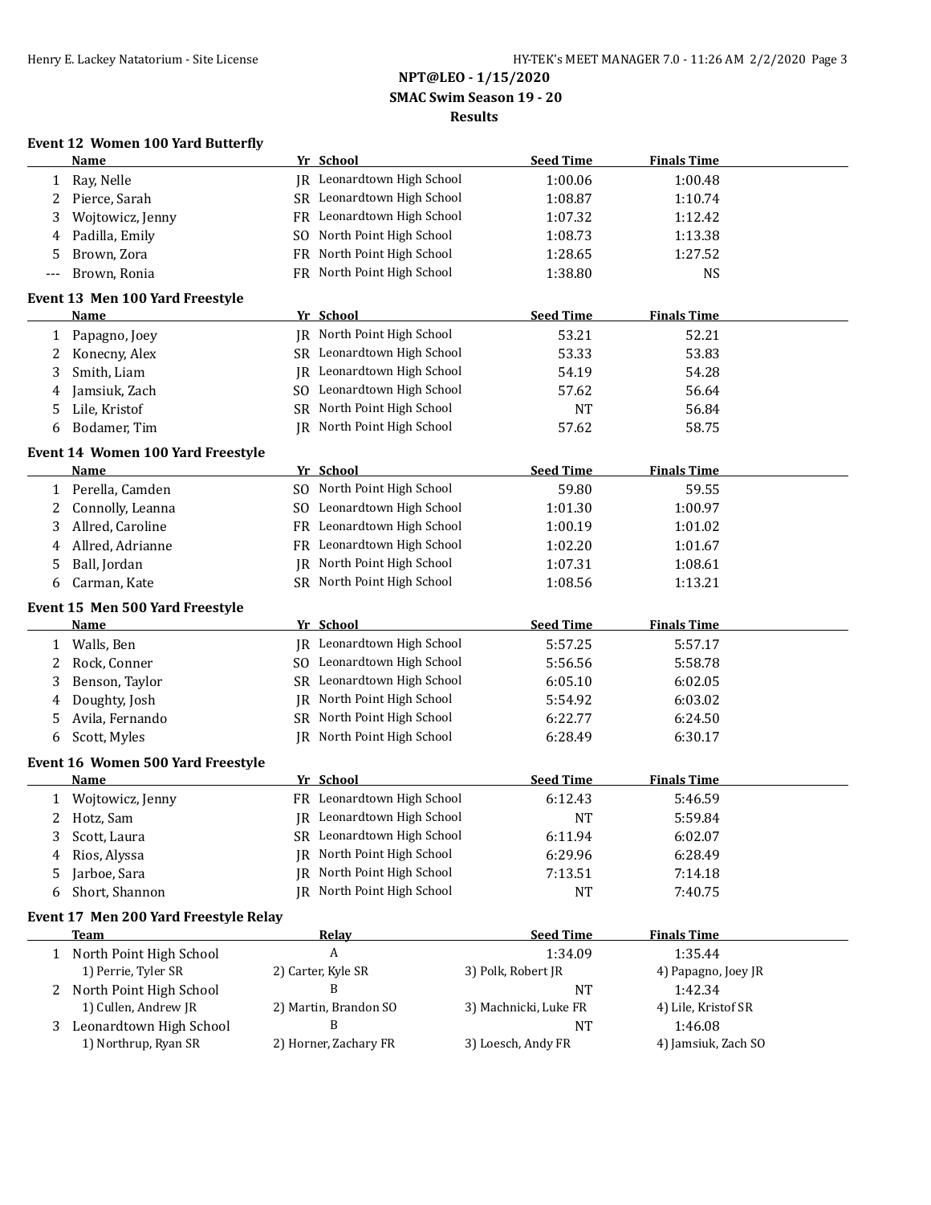**NPT@LEO - 1/15/2020**
**SMAC Swim Season 19 - 20**
**Results**

### Event 12 Women 100 Yard Butterfly

| | Name | Yr | School | Seed Time | Finals Time |
|---|---|---|---|---|---|
| 1 | Ray, Nelle | JR | Leonardtown High School | 1:00.06 | 1:00.48 |
| 2 | Pierce, Sarah | SR | Leonardtown High School | 1:08.87 | 1:10.74 |
| 3 | Wojtowicz, Jenny | FR | Leonardtown High School | 1:07.32 | 1:12.42 |
| 4 | Padilla, Emily | SO | North Point High School | 1:08.73 | 1:13.38 |
| 5 | Brown, Zora | FR | North Point High School | 1:28.65 | 1:27.52 |
| --- | Brown, Ronia | FR | North Point High School | 1:38.80 | NS |

### Event 13 Men 100 Yard Freestyle

| | Name | Yr | School | Seed Time | Finals Time |
|---|---|---|---|---|---|
| 1 | Papagno, Joey | JR | North Point High School | 53.21 | 52.21 |
| 2 | Konecny, Alex | SR | Leonardtown High School | 53.33 | 53.83 |
| 3 | Smith, Liam | JR | Leonardtown High School | 54.19 | 54.28 |
| 4 | Jamsiuk, Zach | SO | Leonardtown High School | 57.62 | 56.64 |
| 5 | Lile, Kristof | SR | North Point High School | NT | 56.84 |
| 6 | Bodamer, Tim | JR | North Point High School | 57.62 | 58.75 |

### Event 14 Women 100 Yard Freestyle

| | Name | Yr | School | Seed Time | Finals Time |
|---|---|---|---|---|---|
| 1 | Perella, Camden | SO | North Point High School | 59.80 | 59.55 |
| 2 | Connolly, Leanna | SO | Leonardtown High School | 1:01.30 | 1:00.97 |
| 3 | Allred, Caroline | FR | Leonardtown High School | 1:00.19 | 1:01.02 |
| 4 | Allred, Adrianne | FR | Leonardtown High School | 1:02.20 | 1:01.67 |
| 5 | Ball, Jordan | JR | North Point High School | 1:07.31 | 1:08.61 |
| 6 | Carman, Kate | SR | North Point High School | 1:08.56 | 1:13.21 |

### Event 15 Men 500 Yard Freestyle

| | Name | Yr | School | Seed Time | Finals Time |
|---|---|---|---|---|---|
| 1 | Walls, Ben | JR | Leonardtown High School | 5:57.25 | 5:57.17 |
| 2 | Rock, Conner | SO | Leonardtown High School | 5:56.56 | 5:58.78 |
| 3 | Benson, Taylor | SR | Leonardtown High School | 6:05.10 | 6:02.05 |
| 4 | Doughty, Josh | JR | North Point High School | 5:54.92 | 6:03.02 |
| 5 | Avila, Fernando | SR | North Point High School | 6:22.77 | 6:24.50 |
| 6 | Scott, Myles | JR | North Point High School | 6:28.49 | 6:30.17 |

### Event 16 Women 500 Yard Freestyle

| | Name | Yr | School | Seed Time | Finals Time |
|---|---|---|---|---|---|
| 1 | Wojtowicz, Jenny | FR | Leonardtown High School | 6:12.43 | 5:46.59 |
| 2 | Hotz, Sam | JR | Leonardtown High School | NT | 5:59.84 |
| 3 | Scott, Laura | SR | Leonardtown High School | 6:11.94 | 6:02.07 |
| 4 | Rios, Alyssa | JR | North Point High School | 6:29.96 | 6:28.49 |
| 5 | Jarboe, Sara | JR | North Point High School | 7:13.51 | 7:14.18 |
| 6 | Short, Shannon | JR | North Point High School | NT | 7:40.75 |

### Event 17 Men 200 Yard Freestyle Relay

| | Team | Relay | Seed Time | Finals Time |
|---|---|---|---|---|
| 1 | North Point High School | A | 1:34.09 | 1:35.44 |
| | 1) Perrie, Tyler SR | 2) Carter, Kyle SR | 3) Polk, Robert JR | 4) Papagno, Joey JR |
| 2 | North Point High School | B | NT | 1:42.34 |
| | 1) Cullen, Andrew JR | 2) Martin, Brandon SO | 3) Machnicki, Luke FR | 4) Lile, Kristof SR |
| 3 | Leonardtown High School | B | NT | 1:46.08 |
| | 1) Northrup, Ryan SR | 2) Horner, Zachary FR | 3) Loesch, Andy FR | 4) Jamsiuk, Zach SO |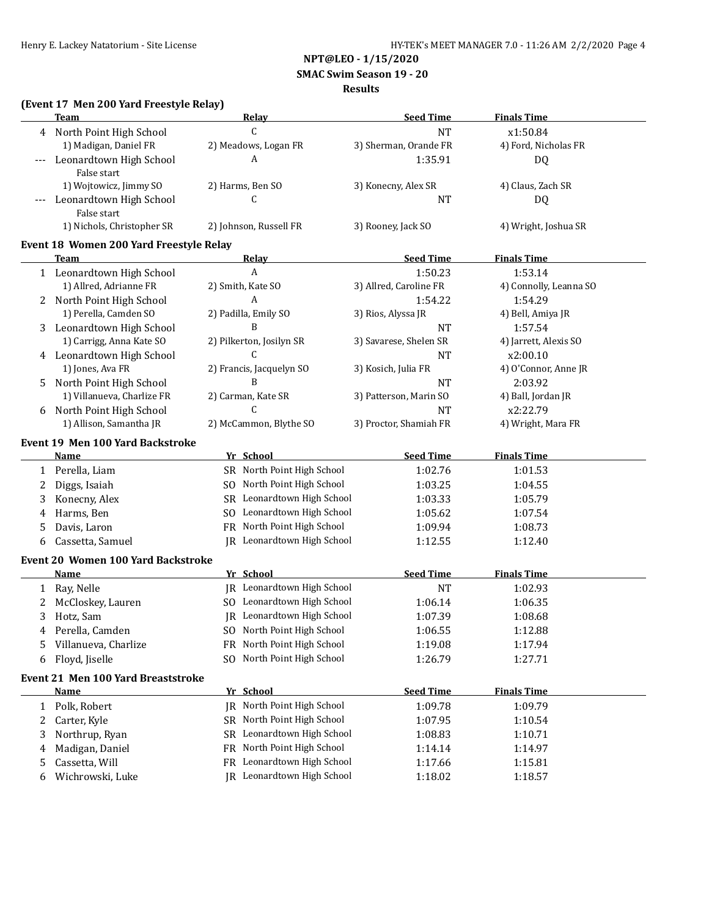## NPT@LEO - 1/15/2020

### SMAC Swim Season 19 - 20

### Results

#### (Event 17 Men 200 Yard Freestyle Relay)

| | Team | Relay | Seed Time | Finals Time |
|---|---|---|---|---|
| 4 | North Point High School | C | NT | x1:50.84 |
| | 1) Madigan, Daniel FR | 2) Meadows, Logan FR | 3) Sherman, Orande FR | 4) Ford, Nicholas FR |
| --- | Leonardtown High School | A | 1:35.91 | DQ |
| | False start | | | |
| | 1) Wojtowicz, Jimmy SO | 2) Harms, Ben SO | 3) Konecny, Alex SR | 4) Claus, Zach SR |
| --- | Leonardtown High School | C | NT | DQ |
| | False start | | | |
| | 1) Nichols, Christopher SR | 2) Johnson, Russell FR | 3) Rooney, Jack SO | 4) Wright, Joshua SR |

#### Event 18 Women 200 Yard Freestyle Relay

| | Team | Relay | Seed Time | Finals Time |
|---|---|---|---|---|
| 1 | Leonardtown High School | A | 1:50.23 | 1:53.14 |
| | 1) Allred, Adrianne FR | 2) Smith, Kate SO | 3) Allred, Caroline FR | 4) Connolly, Leanna SO |
| 2 | North Point High School | A | 1:54.22 | 1:54.29 |
| | 1) Perella, Camden SO | 2) Padilla, Emily SO | 3) Rios, Alyssa JR | 4) Bell, Amiya JR |
| 3 | Leonardtown High School | B | NT | 1:57.54 |
| | 1) Carrigg, Anna Kate SO | 2) Pilkerton, Josilyn SR | 3) Savarese, Shelen SR | 4) Jarrett, Alexis SO |
| 4 | Leonardtown High School | C | NT | x2:00.10 |
| | 1) Jones, Ava FR | 2) Francis, Jacquelyn SO | 3) Kosich, Julia FR | 4) O'Connor, Anne JR |
| 5 | North Point High School | B | NT | 2:03.92 |
| | 1) Villanueva, Charlize FR | 2) Carman, Kate SR | 3) Patterson, Marin SO | 4) Ball, Jordan JR |
| 6 | North Point High School | C | NT | x2:22.79 |
| | 1) Allison, Samantha JR | 2) McCammon, Blythe SO | 3) Proctor, Shamiah FR | 4) Wright, Mara FR |

#### Event 19 Men 100 Yard Backstroke

| | Name | Yr | School | Seed Time | Finals Time |
|---|---|---|---|---|---|
| 1 | Perella, Liam | SR | North Point High School | 1:02.76 | 1:01.53 |
| 2 | Diggs, Isaiah | SO | North Point High School | 1:03.25 | 1:04.55 |
| 3 | Konecny, Alex | SR | Leonardtown High School | 1:03.33 | 1:05.79 |
| 4 | Harms, Ben | SO | Leonardtown High School | 1:05.62 | 1:07.54 |
| 5 | Davis, Laron | FR | North Point High School | 1:09.94 | 1:08.73 |
| 6 | Cassetta, Samuel | JR | Leonardtown High School | 1:12.55 | 1:12.40 |

#### Event 20 Women 100 Yard Backstroke

| | Name | Yr | School | Seed Time | Finals Time |
|---|---|---|---|---|---|
| 1 | Ray, Nelle | JR | Leonardtown High School | NT | 1:02.93 |
| 2 | McCloskey, Lauren | SO | Leonardtown High School | 1:06.14 | 1:06.35 |
| 3 | Hotz, Sam | JR | Leonardtown High School | 1:07.39 | 1:08.68 |
| 4 | Perella, Camden | SO | North Point High School | 1:06.55 | 1:12.88 |
| 5 | Villanueva, Charlize | FR | North Point High School | 1:19.08 | 1:17.94 |
| 6 | Floyd, Jiselle | SO | North Point High School | 1:26.79 | 1:27.71 |

#### Event 21 Men 100 Yard Breaststroke

| | Name | Yr | School | Seed Time | Finals Time |
|---|---|---|---|---|---|
| 1 | Polk, Robert | JR | North Point High School | 1:09.78 | 1:09.79 |
| 2 | Carter, Kyle | SR | North Point High School | 1:07.95 | 1:10.54 |
| 3 | Northrup, Ryan | SR | Leonardtown High School | 1:08.83 | 1:10.71 |
| 4 | Madigan, Daniel | FR | North Point High School | 1:14.14 | 1:14.97 |
| 5 | Cassetta, Will | FR | Leonardtown High School | 1:17.66 | 1:15.81 |
| 6 | Wichrowski, Luke | JR | Leonardtown High School | 1:18.02 | 1:18.57 |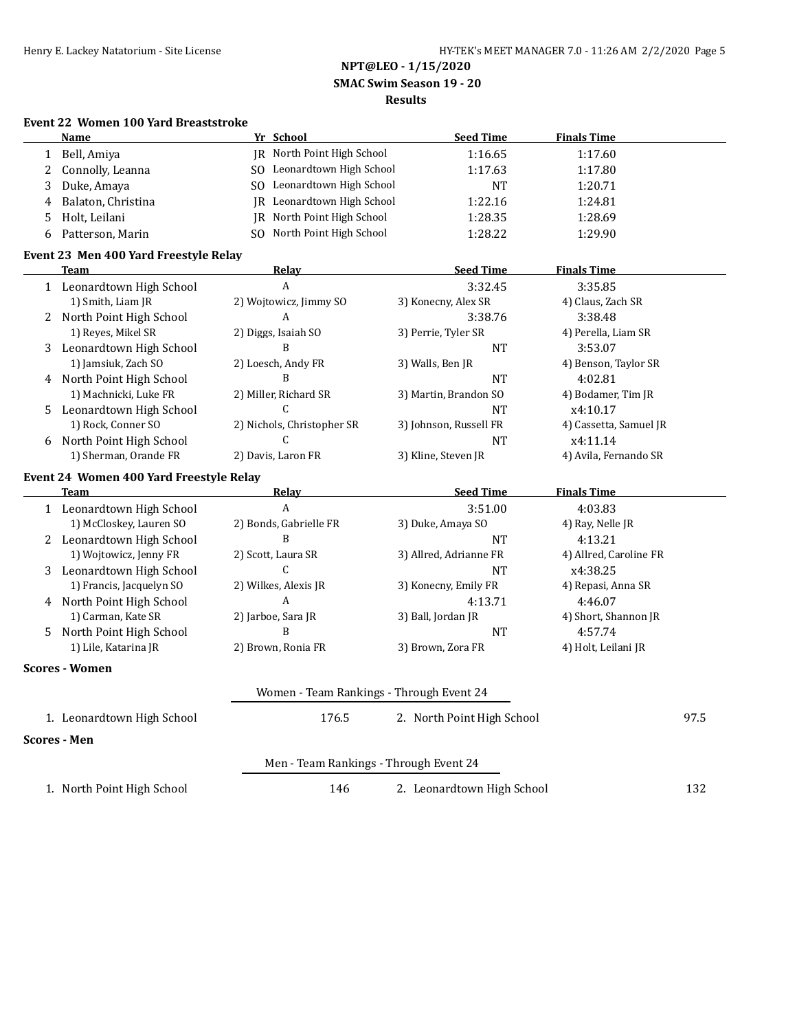**NPT@LEO - 1/15/2020**
**SMAC Swim Season 19 - 20**
**Results**

### Event 22 Women 100 Yard Breaststroke

| | Name | Yr | School | Seed Time | Finals Time |
|---|---|---|---|---|---|
| 1 | Bell, Amiya | JR | North Point High School | 1:16.65 | 1:17.60 |
| 2 | Connolly, Leanna | SO | Leonardtown High School | 1:17.63 | 1:17.80 |
| 3 | Duke, Amaya | SO | Leonardtown High School | NT | 1:20.71 |
| 4 | Balaton, Christina | JR | Leonardtown High School | 1:22.16 | 1:24.81 |
| 5 | Holt, Leilani | JR | North Point High School | 1:28.35 | 1:28.69 |
| 6 | Patterson, Marin | SO | North Point High School | 1:28.22 | 1:29.90 |

### Event 23 Men 400 Yard Freestyle Relay

| | Team | Relay | Seed Time | Finals Time |
|---|---|---|---|---|
| 1 | Leonardtown High School | A | 3:32.45 | 3:35.85 |
| | 1) Smith, Liam JR | 2) Wojtowicz, Jimmy SO | 3) Konecny, Alex SR | 4) Claus, Zach SR |
| 2 | North Point High School | A | 3:38.76 | 3:38.48 |
| | 1) Reyes, Mikel SR | 2) Diggs, Isaiah SO | 3) Perrie, Tyler SR | 4) Perella, Liam SR |
| 3 | Leonardtown High School | B | NT | 3:53.07 |
| | 1) Jamsiuk, Zach SO | 2) Loesch, Andy FR | 3) Walls, Ben JR | 4) Benson, Taylor SR |
| 4 | North Point High School | B | NT | 4:02.81 |
| | 1) Machnicki, Luke FR | 2) Miller, Richard SR | 3) Martin, Brandon SO | 4) Bodamer, Tim JR |
| 5 | Leonardtown High School | C | NT | x4:10.17 |
| | 1) Rock, Conner SO | 2) Nichols, Christopher SR | 3) Johnson, Russell FR | 4) Cassetta, Samuel JR |
| 6 | North Point High School | C | NT | x4:11.14 |
| | 1) Sherman, Orande FR | 2) Davis, Laron FR | 3) Kline, Steven JR | 4) Avila, Fernando SR |

### Event 24 Women 400 Yard Freestyle Relay

| | Team | Relay | Seed Time | Finals Time |
|---|---|---|---|---|
| 1 | Leonardtown High School | A | 3:51.00 | 4:03.83 |
| | 1) McCloskey, Lauren SO | 2) Bonds, Gabrielle FR | 3) Duke, Amaya SO | 4) Ray, Nelle JR |
| 2 | Leonardtown High School | B | NT | 4:13.21 |
| | 1) Wojtowicz, Jenny FR | 2) Scott, Laura SR | 3) Allred, Adrianne FR | 4) Allred, Caroline FR |
| 3 | Leonardtown High School | C | NT | x4:38.25 |
| | 1) Francis, Jacquelyn SO | 2) Wilkes, Alexis JR | 3) Konecny, Emily FR | 4) Repasi, Anna SR |
| 4 | North Point High School | A | 4:13.71 | 4:46.07 |
| | 1) Carman, Kate SR | 2) Jarboe, Sara JR | 3) Ball, Jordan JR | 4) Short, Shannon JR |
| 5 | North Point High School | B | NT | 4:57.74 |
| | 1) Lile, Katarina JR | 2) Brown, Ronia FR | 3) Brown, Zora FR | 4) Holt, Leilani JR |

### Scores - Women

Women - Team Rankings - Through Event 24

| | | | |
|---|---|---|---|
| 1. Leonardtown High School | 176.5 | 2. North Point High School | 97.5 |

### Scores - Men

Men - Team Rankings - Through Event 24

| | | | |
|---|---|---|---|
| 1. North Point High School | 146 | 2. Leonardtown High School | 132 |